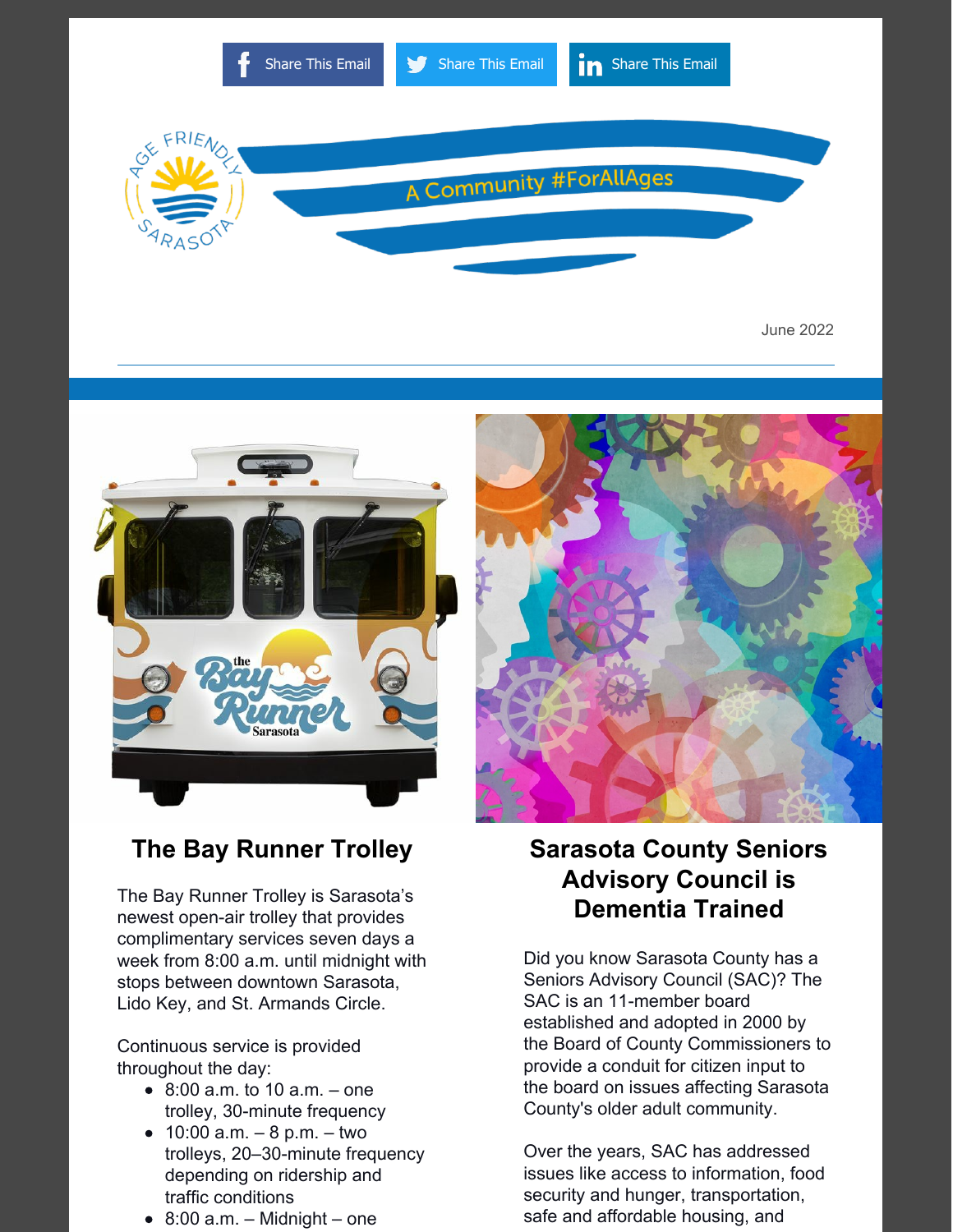Share This Email Share This Email Share This Email

AGE FRIENDLY SARASOTA

A Community #ForAllAges

June 2022

## The Bay Runner Trolley

The Bay Runner Trolley is Sarasota's newest open-air trolley that provides complimentary services seven days a week from 8:00 a.m. until midnight with stops between downtown Sarasota, Lido Key, and St. Armands Circle.

Continuous service is provided throughout the day:

- 8:00 a.m. to 10 a.m. – one trolley, 30-minute frequency
- 10:00 a.m. – 8 p.m. – two trolleys, 20–30-minute frequency depending on ridership and traffic conditions
- 8:00 a.m. – Midnight – one

## Sarasota County Seniors Advisory Council is Dementia Trained

Did you know Sarasota County has a Seniors Advisory Council (SAC)? The SAC is an 11-member board established and adopted in 2000 by the Board of County Commissioners to provide a conduit for citizen input to the board on issues affecting Sarasota County's older adult community.

Over the years, SAC has addressed issues like access to information, food security and hunger, transportation, safe and affordable housing, and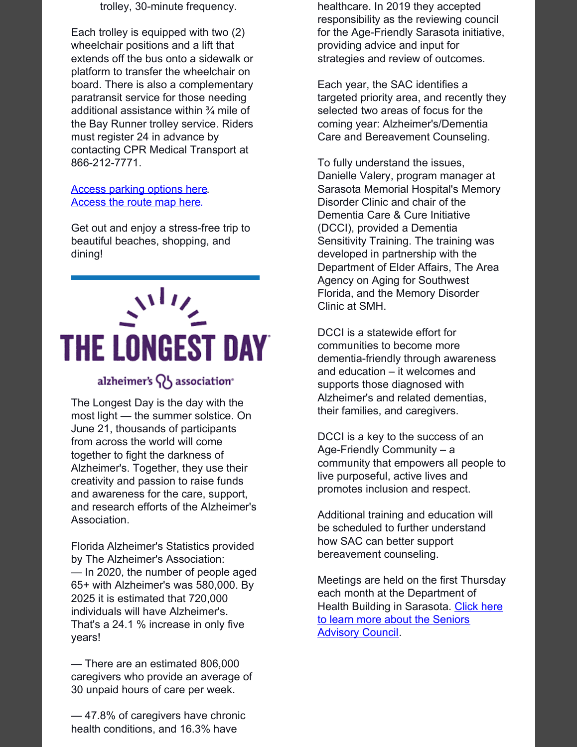trolley, 30-minute frequency.

Each trolley is equipped with two (2) wheelchair positions and a lift that extends off the bus onto a sidewalk or platform to transfer the wheelchair on board. There is also a complementary paratransit service for those needing additional assistance within ¾ mile of the Bay Runner trolley service. Riders must register 24 in advance by contacting CPR Medical Transport at 866-212-7771.

[Access parking options here](#).
[Access the route map here](#).

Get out and enjoy a stress-free trip to beautiful beaches, shopping, and dining!

---

# THE LONGEST DAY

alzheimer's association

The Longest Day is the day with the most light — the summer solstice. On June 21, thousands of participants from across the world will come together to fight the darkness of Alzheimer's. Together, they use their creativity and passion to raise funds and awareness for the care, support, and research efforts of the Alzheimer's Association.

Florida Alzheimer's Statistics provided by The Alzheimer's Association:
— In 2020, the number of people aged 65+ with Alzheimer's was 580,000. By 2025 it is estimated that 720,000 individuals will have Alzheimer's. That's a 24.1 % increase in only five years!

— There are an estimated 806,000 caregivers who provide an average of 30 unpaid hours of care per week.

— 47.8% of caregivers have chronic health conditions, and 16.3% have

healthcare. In 2019 they accepted responsibility as the reviewing council for the Age-Friendly Sarasota initiative, providing advice and input for strategies and review of outcomes.

Each year, the SAC identifies a targeted priority area, and recently they selected two areas of focus for the coming year: Alzheimer's/Dementia Care and Bereavement Counseling.

To fully understand the issues, Danielle Valery, program manager at Sarasota Memorial Hospital's Memory Disorder Clinic and chair of the Dementia Care & Cure Initiative (DCCI), provided a Dementia Sensitivity Training. The training was developed in partnership with the Department of Elder Affairs, The Area Agency on Aging for Southwest Florida, and the Memory Disorder Clinic at SMH.

DCCI is a statewide effort for communities to become more dementia-friendly through awareness and education – it welcomes and supports those diagnosed with Alzheimer's and related dementias, their families, and caregivers.

DCCI is a key to the success of an Age-Friendly Community – a community that empowers all people to live purposeful, active lives and promotes inclusion and respect.

Additional training and education will be scheduled to further understand how SAC can better support bereavement counseling.

Meetings are held on the first Thursday each month at the Department of Health Building in Sarasota. [Click here to learn more about the Seniors Advisory Council](#).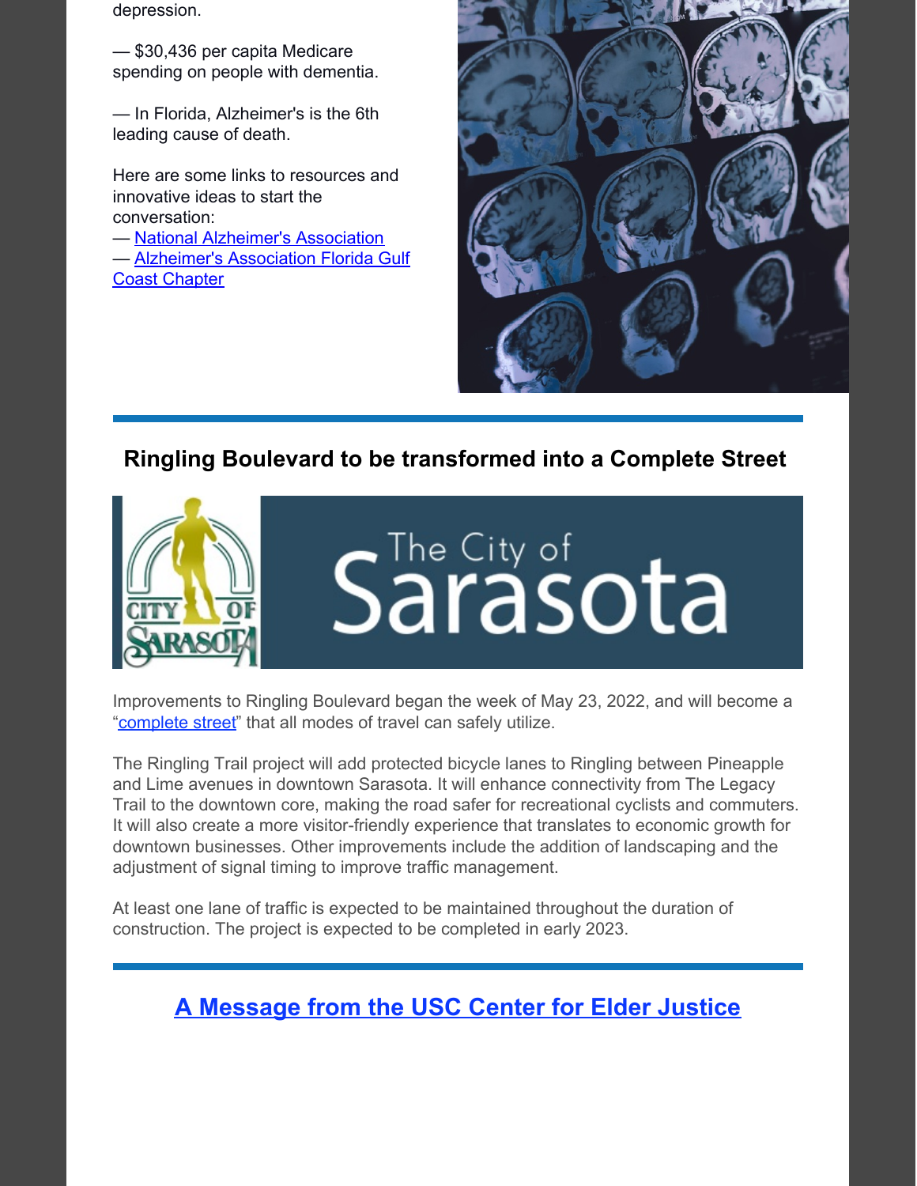depression.

— $30,436 per capita Medicare spending on people with dementia.

— In Florida, Alzheimer's is the 6th leading cause of death.

Here are some links to resources and innovative ideas to start the conversation:
— [National Alzheimer's Association]
— [Alzheimer's Association Florida Gulf Coast Chapter]

## Ringling Boulevard to be transformed into a Complete Street

Improvements to Ringling Boulevard began the week of May 23, 2022, and will become a "complete street" that all modes of travel can safely utilize.

The Ringling Trail project will add protected bicycle lanes to Ringling between Pineapple and Lime avenues in downtown Sarasota. It will enhance connectivity from The Legacy Trail to the downtown core, making the road safer for recreational cyclists and commuters. It will also create a more visitor-friendly experience that translates to economic growth for downtown businesses. Other improvements include the addition of landscaping and the adjustment of signal timing to improve traffic management.

At least one lane of traffic is expected to be maintained throughout the duration of construction. The project is expected to be completed in early 2023.

## A Message from the USC Center for Elder Justice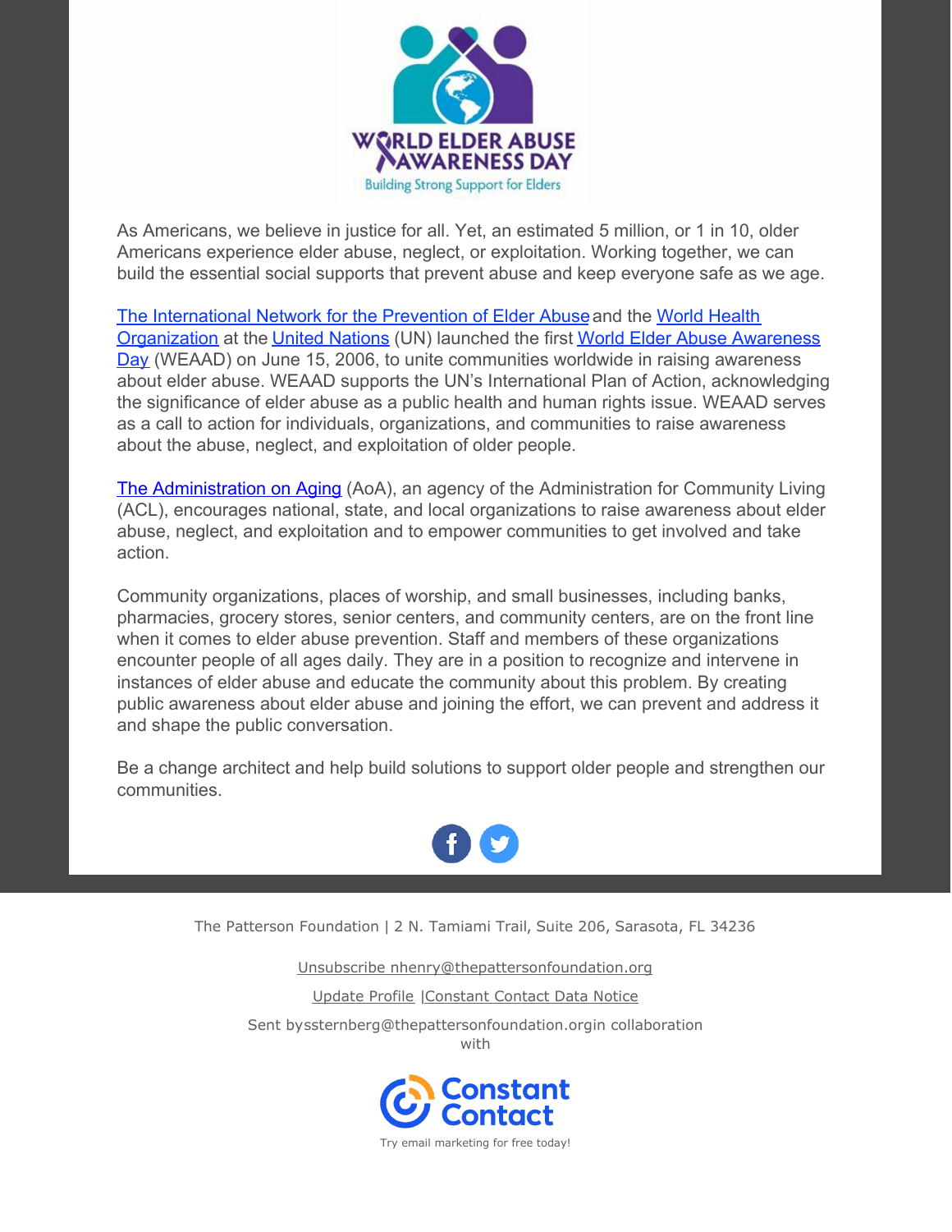WORLD ELDER ABUSE AWARENESS DAY

Building Strong Support for Elders

As Americans, we believe in justice for all. Yet, an estimated 5 million, or 1 in 10, older Americans experience elder abuse, neglect, or exploitation. Working together, we can build the essential social supports that prevent abuse and keep everyone safe as we age.

The International Network for the Prevention of Elder Abuse and the World Health Organization at the United Nations (UN) launched the first World Elder Abuse Awareness Day (WEAAD) on June 15, 2006, to unite communities worldwide in raising awareness about elder abuse. WEAAD supports the UN's International Plan of Action, acknowledging the significance of elder abuse as a public health and human rights issue. WEAAD serves as a call to action for individuals, organizations, and communities to raise awareness about the abuse, neglect, and exploitation of older people.

The Administration on Aging (AoA), an agency of the Administration for Community Living (ACL), encourages national, state, and local organizations to raise awareness about elder abuse, neglect, and exploitation and to empower communities to get involved and take action.

Community organizations, places of worship, and small businesses, including banks, pharmacies, grocery stores, senior centers, and community centers, are on the front line when it comes to elder abuse prevention. Staff and members of these organizations encounter people of all ages daily. They are in a position to recognize and intervene in instances of elder abuse and educate the community about this problem. By creating public awareness about elder abuse and joining the effort, we can prevent and address it and shape the public conversation.

Be a change architect and help build solutions to support older people and strengthen our communities.

The Patterson Foundation | 2 N. Tamiami Trail, Suite 206, Sarasota, FL 34236

Unsubscribe nhenry@thepattersonfoundation.org

Update Profile | Constant Contact Data Notice

Sent by ssternberg@thepattersonfoundation.org in collaboration with

Constant Contact

Try email marketing for free today!